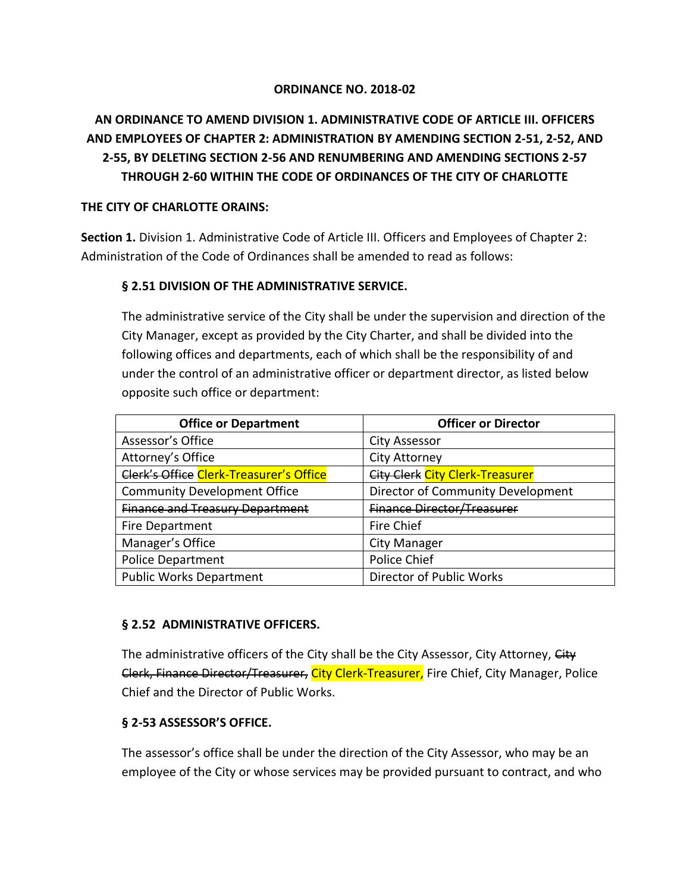**ORDINANCE NO. 2018-02**

**AN ORDINANCE TO AMEND DIVISION 1. ADMINISTRATIVE CODE OF ARTICLE III. OFFICERS AND EMPLOYEES OF CHAPTER 2: ADMINISTRATION BY AMENDING SECTION 2-51, 2-52, AND 2-55, BY DELETING SECTION 2-56 AND RENUMBERING AND AMENDING SECTIONS 2-57 THROUGH 2-60 WITHIN THE CODE OF ORDINANCES OF THE CITY OF CHARLOTTE**

**THE CITY OF CHARLOTTE ORAINS:**

**Section 1.** Division 1. Administrative Code of Article III. Officers and Employees of Chapter 2: Administration of the Code of Ordinances shall be amended to read as follows:

**§ 2.51 DIVISION OF THE ADMINISTRATIVE SERVICE.**

The administrative service of the City shall be under the supervision and direction of the City Manager, except as provided by the City Charter, and shall be divided into the following offices and departments, each of which shall be the responsibility of and under the control of an administrative officer or department director, as listed below opposite such office or department:

| Office or Department | Officer or Director |
|---|---|
| Assessor's Office | City Assessor |
| Attorney's Office | City Attorney |
| ~~Clerk's Office~~ Clerk-Treasurer's Office | ~~City Clerk~~ City Clerk-Treasurer |
| Community Development Office | Director of Community Development |
| ~~Finance and Treasury Department~~ | ~~Finance Director/Treasurer~~ |
| Fire Department | Fire Chief |
| Manager's Office | City Manager |
| Police Department | Police Chief |
| Public Works Department | Director of Public Works |

**§ 2.52 ADMINISTRATIVE OFFICERS.**

The administrative officers of the City shall be the City Assessor, City Attorney, ~~City Clerk, Finance Director/Treasurer,~~ City Clerk-Treasurer, Fire Chief, City Manager, Police Chief and the Director of Public Works.

**§ 2-53 ASSESSOR'S OFFICE.**

The assessor's office shall be under the direction of the City Assessor, who may be an employee of the City or whose services may be provided pursuant to contract, and who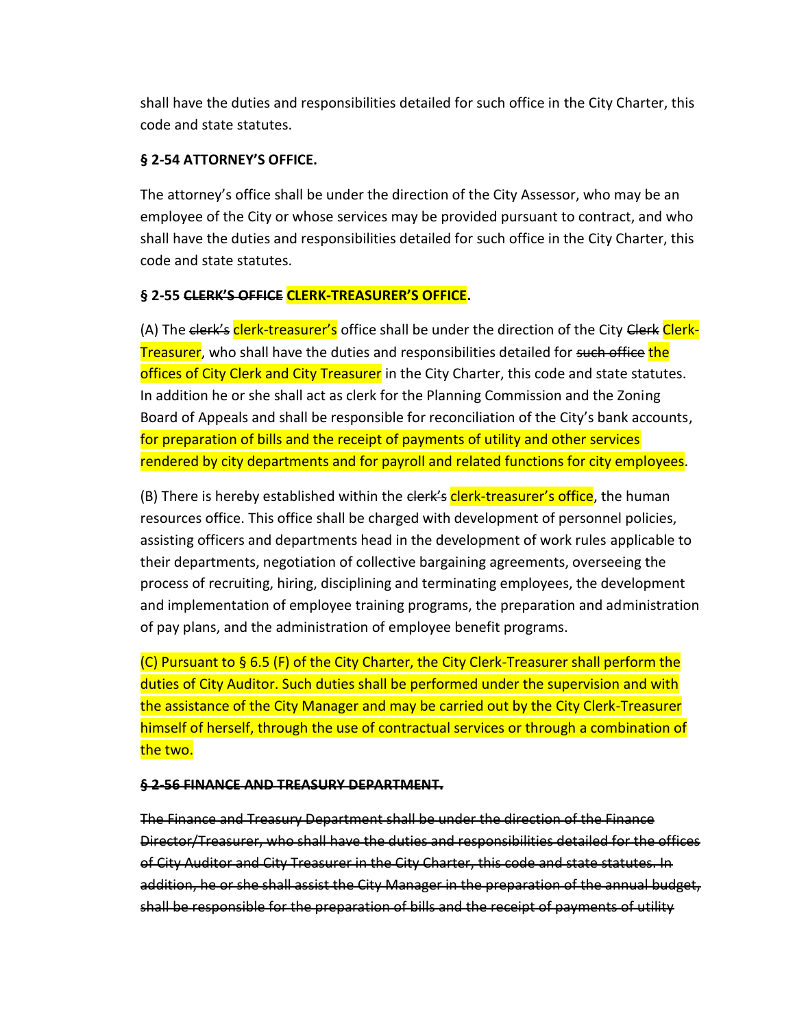shall have the duties and responsibilities detailed for such office in the City Charter, this code and state statutes.

**§ 2-54 ATTORNEY'S OFFICE.**

The attorney's office shall be under the direction of the City Assessor, who may be an employee of the City or whose services may be provided pursuant to contract, and who shall have the duties and responsibilities detailed for such office in the City Charter, this code and state statutes.

**§ 2-55 ~~CLERK'S OFFICE~~ CLERK-TREASURER'S OFFICE.**

(A) The ~~clerk's~~ clerk-treasurer's office shall be under the direction of the City ~~Clerk~~ Clerk-Treasurer, who shall have the duties and responsibilities detailed for ~~such office~~ the offices of City Clerk and City Treasurer in the City Charter, this code and state statutes. In addition he or she shall act as clerk for the Planning Commission and the Zoning Board of Appeals and shall be responsible for reconciliation of the City's bank accounts, for preparation of bills and the receipt of payments of utility and other services rendered by city departments and for payroll and related functions for city employees.

(B) There is hereby established within the ~~clerk's~~ clerk-treasurer's office, the human resources office. This office shall be charged with development of personnel policies, assisting officers and departments head in the development of work rules applicable to their departments, negotiation of collective bargaining agreements, overseeing the process of recruiting, hiring, disciplining and terminating employees, the development and implementation of employee training programs, the preparation and administration of pay plans, and the administration of employee benefit programs.

(C) Pursuant to § 6.5 (F) of the City Charter, the City Clerk-Treasurer shall perform the duties of City Auditor. Such duties shall be performed under the supervision and with the assistance of the City Manager and may be carried out by the City Clerk-Treasurer himself of herself, through the use of contractual services or through a combination of the two.

~~**§ 2-56 FINANCE AND TREASURY DEPARTMENT.**~~

~~The Finance and Treasury Department shall be under the direction of the Finance Director/Treasurer, who shall have the duties and responsibilities detailed for the offices of City Auditor and City Treasurer in the City Charter, this code and state statutes. In addition, he or she shall assist the City Manager in the preparation of the annual budget, shall be responsible for the preparation of bills and the receipt of payments of utility~~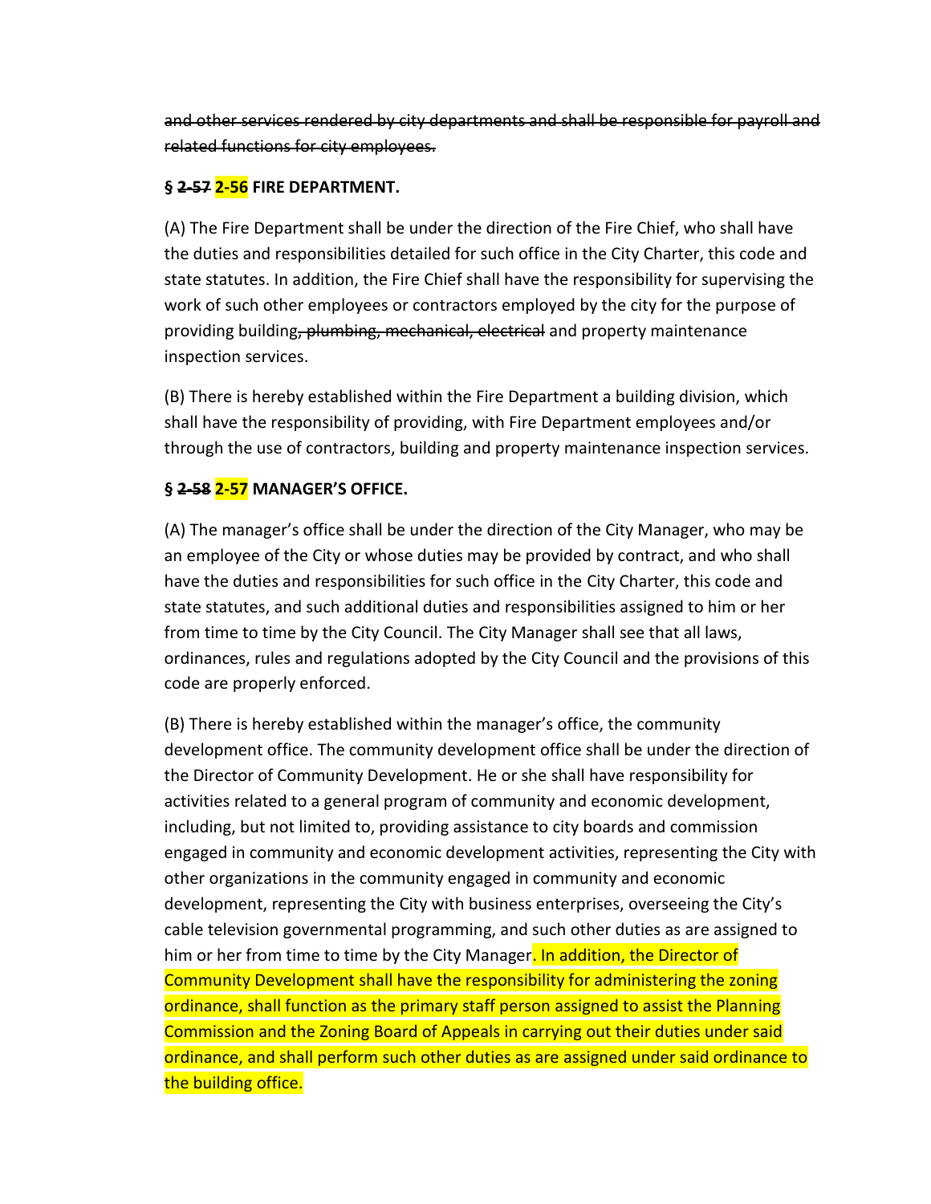~~and other services rendered by city departments and shall be responsible for payroll and related functions for city employees.~~

**§ ~~2-57~~ 2-56 FIRE DEPARTMENT.**

(A) The Fire Department shall be under the direction of the Fire Chief, who shall have the duties and responsibilities detailed for such office in the City Charter, this code and state statutes. In addition, the Fire Chief shall have the responsibility for supervising the work of such other employees or contractors employed by the city for the purpose of providing building~~, plumbing, mechanical, electrical~~ and property maintenance inspection services.

(B) There is hereby established within the Fire Department a building division, which shall have the responsibility of providing, with Fire Department employees and/or through the use of contractors, building and property maintenance inspection services.

**§ ~~2-58~~ 2-57 MANAGER'S OFFICE.**

(A) The manager's office shall be under the direction of the City Manager, who may be an employee of the City or whose duties may be provided by contract, and who shall have the duties and responsibilities for such office in the City Charter, this code and state statutes, and such additional duties and responsibilities assigned to him or her from time to time by the City Council. The City Manager shall see that all laws, ordinances, rules and regulations adopted by the City Council and the provisions of this code are properly enforced.

(B) There is hereby established within the manager's office, the community development office. The community development office shall be under the direction of the Director of Community Development. He or she shall have responsibility for activities related to a general program of community and economic development, including, but not limited to, providing assistance to city boards and commission engaged in community and economic development activities, representing the City with other organizations in the community engaged in community and economic development, representing the City with business enterprises, overseeing the City's cable television governmental programming, and such other duties as are assigned to him or her from time to time by the City Manager. In addition, the Director of Community Development shall have the responsibility for administering the zoning ordinance, shall function as the primary staff person assigned to assist the Planning Commission and the Zoning Board of Appeals in carrying out their duties under said ordinance, and shall perform such other duties as are assigned under said ordinance to the building office.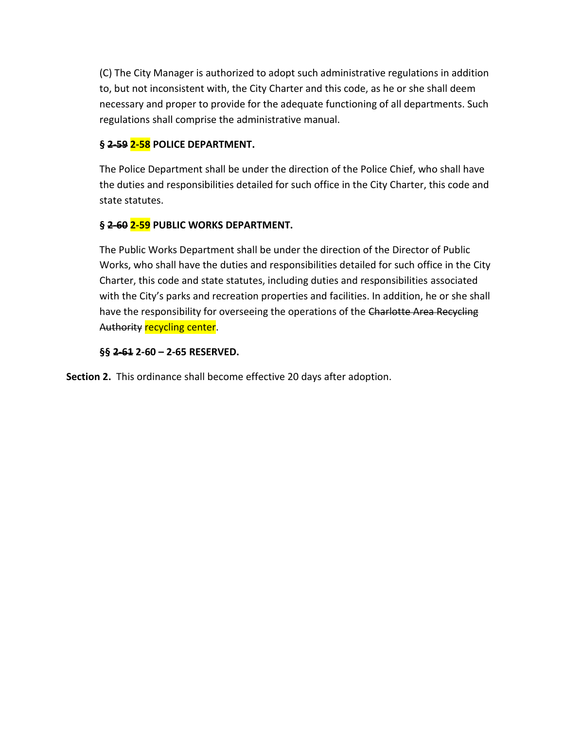(C) The City Manager is authorized to adopt such administrative regulations in addition to, but not inconsistent with, the City Charter and this code, as he or she shall deem necessary and proper to provide for the adequate functioning of all departments. Such regulations shall comprise the administrative manual.

**§ ~~2-59~~ 2-58 POLICE DEPARTMENT.**

The Police Department shall be under the direction of the Police Chief, who shall have the duties and responsibilities detailed for such office in the City Charter, this code and state statutes.

**§ ~~2-60~~ 2-59 PUBLIC WORKS DEPARTMENT.**

The Public Works Department shall be under the direction of the Director of Public Works, who shall have the duties and responsibilities detailed for such office in the City Charter, this code and state statutes, including duties and responsibilities associated with the City's parks and recreation properties and facilities. In addition, he or she shall have the responsibility for overseeing the operations of the ~~Charlotte Area Recycling Authority~~ recycling center.

**§§ ~~2-61~~ 2-60 – 2-65 RESERVED.**

**Section 2.** This ordinance shall become effective 20 days after adoption.